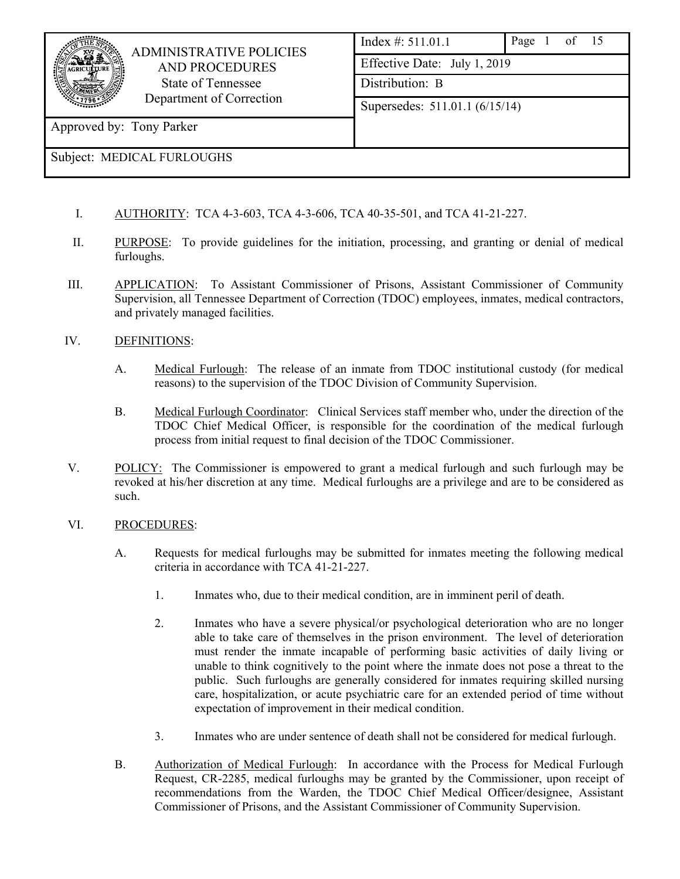| ADMINISTRATIVE POLICIES AND PROCEDURES<br>State of Tennessee<br>Department of Correction | Index #: 511.01.1 | Page 1 of 15 |
|---|---|---|
| | Effective Date: July 1, 2019 | |
| | Distribution: B | |
| | Supersedes: 511.01.1 (6/15/14) | |
| Approved by: Tony Parker | | |
| Subject: MEDICAL FURLOUGHS | | |

I. AUTHORITY: TCA 4-3-603, TCA 4-3-606, TCA 40-35-501, and TCA 41-21-227.

II. PURPOSE: To provide guidelines for the initiation, processing, and granting or denial of medical furloughs.

III. APPLICATION: To Assistant Commissioner of Prisons, Assistant Commissioner of Community Supervision, all Tennessee Department of Correction (TDOC) employees, inmates, medical contractors, and privately managed facilities.

IV. DEFINITIONS:

A. Medical Furlough: The release of an inmate from TDOC institutional custody (for medical reasons) to the supervision of the TDOC Division of Community Supervision.

B. Medical Furlough Coordinator: Clinical Services staff member who, under the direction of the TDOC Chief Medical Officer, is responsible for the coordination of the medical furlough process from initial request to final decision of the TDOC Commissioner.

V. POLICY: The Commissioner is empowered to grant a medical furlough and such furlough may be revoked at his/her discretion at any time. Medical furloughs are a privilege and are to be considered as such.

VI. PROCEDURES:

A. Requests for medical furloughs may be submitted for inmates meeting the following medical criteria in accordance with TCA 41-21-227.

1. Inmates who, due to their medical condition, are in imminent peril of death.

2. Inmates who have a severe physical/or psychological deterioration who are no longer able to take care of themselves in the prison environment. The level of deterioration must render the inmate incapable of performing basic activities of daily living or unable to think cognitively to the point where the inmate does not pose a threat to the public. Such furloughs are generally considered for inmates requiring skilled nursing care, hospitalization, or acute psychiatric care for an extended period of time without expectation of improvement in their medical condition.

3. Inmates who are under sentence of death shall not be considered for medical furlough.

B. Authorization of Medical Furlough: In accordance with the Process for Medical Furlough Request, CR-2285, medical furloughs may be granted by the Commissioner, upon receipt of recommendations from the Warden, the TDOC Chief Medical Officer/designee, Assistant Commissioner of Prisons, and the Assistant Commissioner of Community Supervision.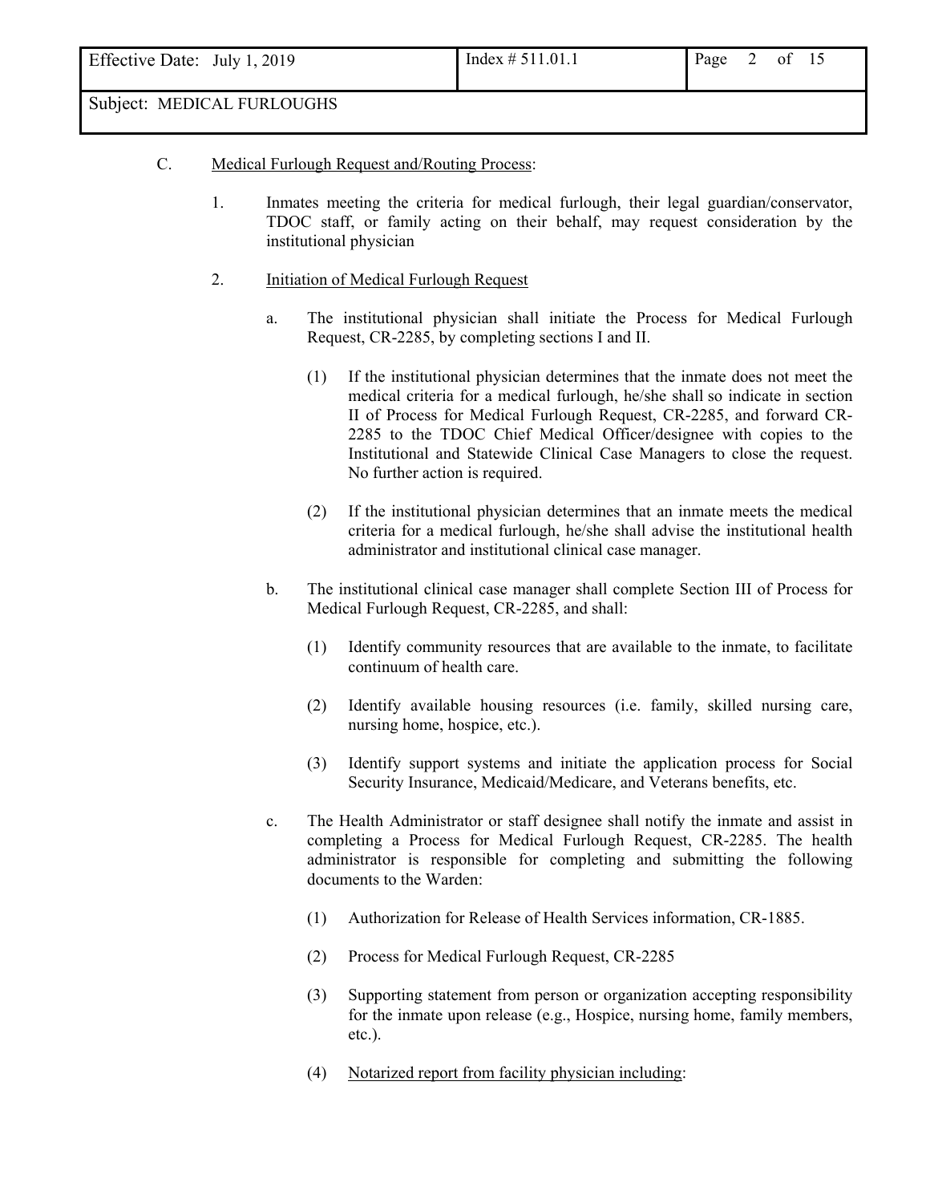C. <u>Medical Furlough Request and/Routing Process</u>:

1. Inmates meeting the criteria for medical furlough, their legal guardian/conservator, TDOC staff, or family acting on their behalf, may request consideration by the institutional physician

2. <u>Initiation of Medical Furlough Request</u>

   a. The institutional physician shall initiate the Process for Medical Furlough Request, CR-2285, by completing sections I and II.

      (1) If the institutional physician determines that the inmate does not meet the medical criteria for a medical furlough, he/she shall so indicate in section II of Process for Medical Furlough Request, CR-2285, and forward CR-2285 to the TDOC Chief Medical Officer/designee with copies to the Institutional and Statewide Clinical Case Managers to close the request. No further action is required.

      (2) If the institutional physician determines that an inmate meets the medical criteria for a medical furlough, he/she shall advise the institutional health administrator and institutional clinical case manager.

   b. The institutional clinical case manager shall complete Section III of Process for Medical Furlough Request, CR-2285, and shall:

      (1) Identify community resources that are available to the inmate, to facilitate continuum of health care.

      (2) Identify available housing resources (i.e. family, skilled nursing care, nursing home, hospice, etc.).

      (3) Identify support systems and initiate the application process for Social Security Insurance, Medicaid/Medicare, and Veterans benefits, etc.

   c. The Health Administrator or staff designee shall notify the inmate and assist in completing a Process for Medical Furlough Request, CR-2285. The health administrator is responsible for completing and submitting the following documents to the Warden:

      (1) Authorization for Release of Health Services information, CR-1885.

      (2) Process for Medical Furlough Request, CR-2285

      (3) Supporting statement from person or organization accepting responsibility for the inmate upon release (e.g., Hospice, nursing home, family members, etc.).

      (4) <u>Notarized report from facility physician including</u>: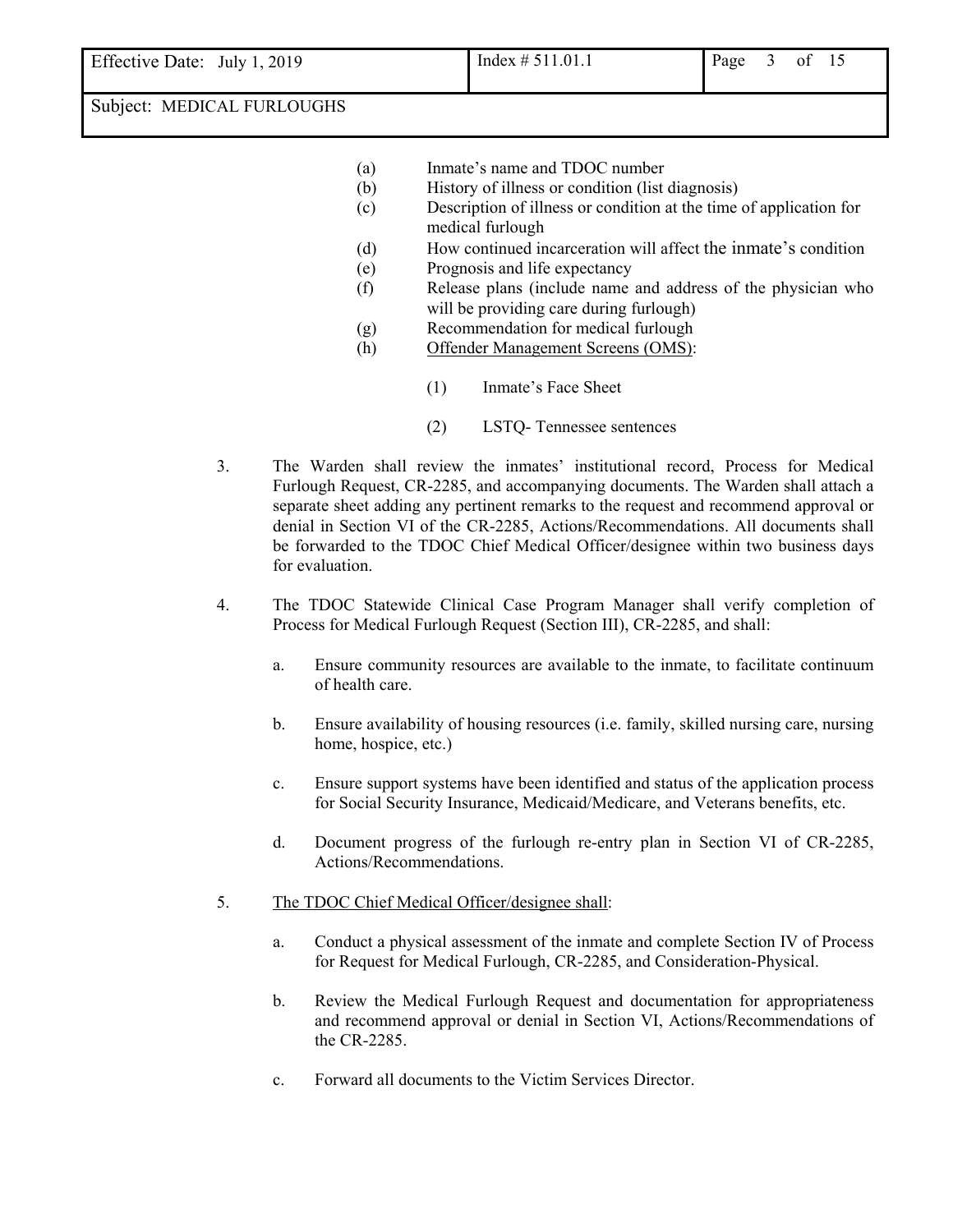(a) Inmate's name and TDOC number
(b) History of illness or condition (list diagnosis)
(c) Description of illness or condition at the time of application for medical furlough
(d) How continued incarceration will affect the inmate's condition
(e) Prognosis and life expectancy
(f) Release plans (include name and address of the physician who will be providing care during furlough)
(g) Recommendation for medical furlough
(h) <u>Offender Management Screens (OMS)</u>:

    (1) Inmate's Face Sheet

    (2) LSTQ- Tennessee sentences

3. The Warden shall review the inmates' institutional record, Process for Medical Furlough Request, CR-2285, and accompanying documents. The Warden shall attach a separate sheet adding any pertinent remarks to the request and recommend approval or denial in Section VI of the CR-2285, Actions/Recommendations. All documents shall be forwarded to the TDOC Chief Medical Officer/designee within two business days for evaluation.

4. The TDOC Statewide Clinical Case Program Manager shall verify completion of Process for Medical Furlough Request (Section III), CR-2285, and shall:

    a. Ensure community resources are available to the inmate, to facilitate continuum of health care.

    b. Ensure availability of housing resources (i.e. family, skilled nursing care, nursing home, hospice, etc.)

    c. Ensure support systems have been identified and status of the application process for Social Security Insurance, Medicaid/Medicare, and Veterans benefits, etc.

    d. Document progress of the furlough re-entry plan in Section VI of CR-2285, Actions/Recommendations.

5. <u>The TDOC Chief Medical Officer/designee shall</u>:

    a. Conduct a physical assessment of the inmate and complete Section IV of Process for Request for Medical Furlough, CR-2285, and Consideration-Physical.

    b. Review the Medical Furlough Request and documentation for appropriateness and recommend approval or denial in Section VI, Actions/Recommendations of the CR-2285.

    c. Forward all documents to the Victim Services Director.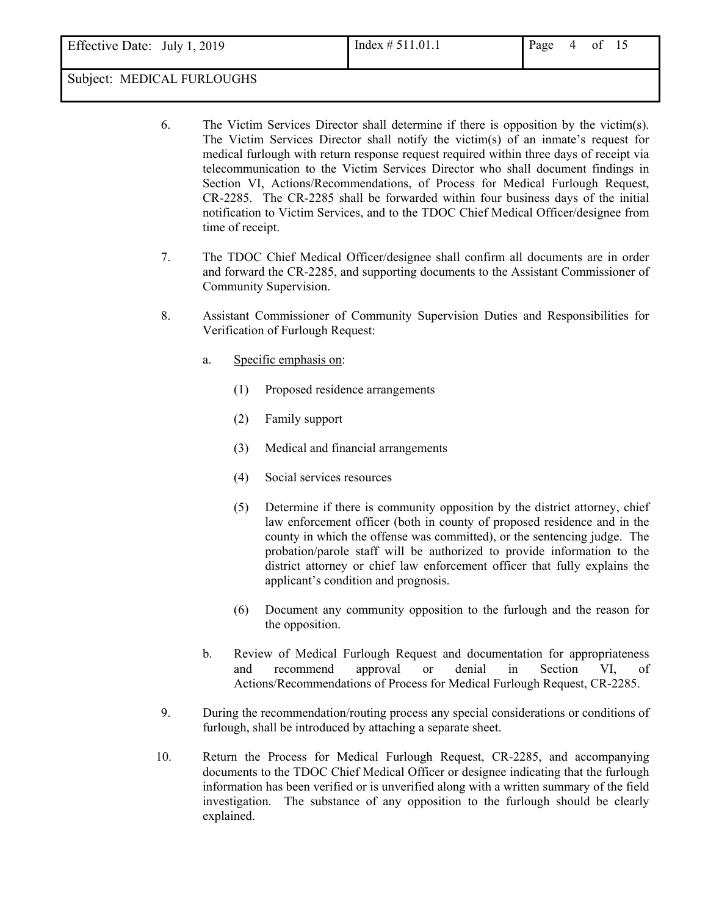6. The Victim Services Director shall determine if there is opposition by the victim(s). The Victim Services Director shall notify the victim(s) of an inmate's request for medical furlough with return response request required within three days of receipt via telecommunication to the Victim Services Director who shall document findings in Section VI, Actions/Recommendations, of Process for Medical Furlough Request, CR-2285. The CR-2285 shall be forwarded within four business days of the initial notification to Victim Services, and to the TDOC Chief Medical Officer/designee from time of receipt.

7. The TDOC Chief Medical Officer/designee shall confirm all documents are in order and forward the CR-2285, and supporting documents to the Assistant Commissioner of Community Supervision.

8. Assistant Commissioner of Community Supervision Duties and Responsibilities for Verification of Furlough Request:

   a. Specific emphasis on:

      (1) Proposed residence arrangements

      (2) Family support

      (3) Medical and financial arrangements

      (4) Social services resources

      (5) Determine if there is community opposition by the district attorney, chief law enforcement officer (both in county of proposed residence and in the county in which the offense was committed), or the sentencing judge. The probation/parole staff will be authorized to provide information to the district attorney or chief law enforcement officer that fully explains the applicant's condition and prognosis.

      (6) Document any community opposition to the furlough and the reason for the opposition.

   b. Review of Medical Furlough Request and documentation for appropriateness and recommend approval or denial in Section VI, of Actions/Recommendations of Process for Medical Furlough Request, CR-2285.

9. During the recommendation/routing process any special considerations or conditions of furlough, shall be introduced by attaching a separate sheet.

10. Return the Process for Medical Furlough Request, CR-2285, and accompanying documents to the TDOC Chief Medical Officer or designee indicating that the furlough information has been verified or is unverified along with a written summary of the field investigation. The substance of any opposition to the furlough should be clearly explained.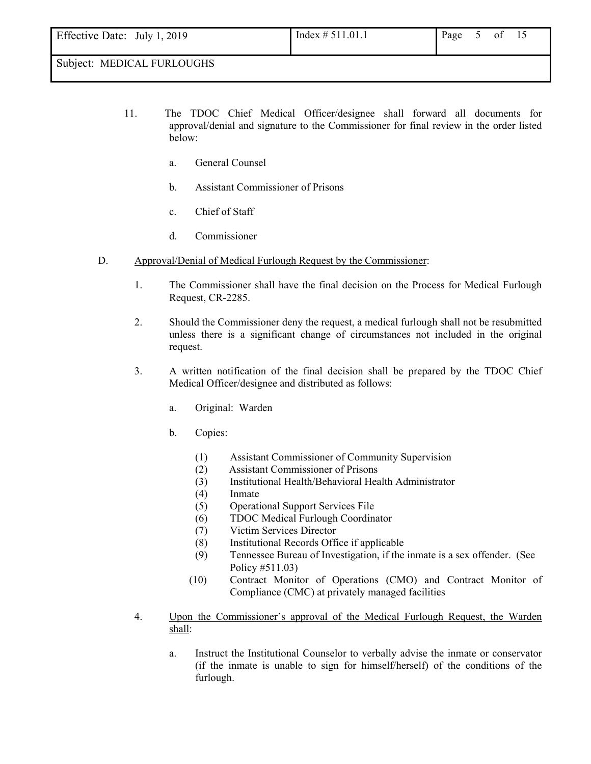11. The TDOC Chief Medical Officer/designee shall forward all documents for approval/denial and signature to the Commissioner for final review in the order listed below:

    a. General Counsel

    b. Assistant Commissioner of Prisons

    c. Chief of Staff

    d. Commissioner

D. Approval/Denial of Medical Furlough Request by the Commissioner:

1. The Commissioner shall have the final decision on the Process for Medical Furlough Request, CR-2285.

2. Should the Commissioner deny the request, a medical furlough shall not be resubmitted unless there is a significant change of circumstances not included in the original request.

3. A written notification of the final decision shall be prepared by the TDOC Chief Medical Officer/designee and distributed as follows:

    a. Original: Warden

    b. Copies:

        (1) Assistant Commissioner of Community Supervision
        (2) Assistant Commissioner of Prisons
        (3) Institutional Health/Behavioral Health Administrator
        (4) Inmate
        (5) Operational Support Services File
        (6) TDOC Medical Furlough Coordinator
        (7) Victim Services Director
        (8) Institutional Records Office if applicable
        (9) Tennessee Bureau of Investigation, if the inmate is a sex offender. (See Policy #511.03)
        (10) Contract Monitor of Operations (CMO) and Contract Monitor of Compliance (CMC) at privately managed facilities

4. Upon the Commissioner's approval of the Medical Furlough Request, the Warden shall:

    a. Instruct the Institutional Counselor to verbally advise the inmate or conservator (if the inmate is unable to sign for himself/herself) of the conditions of the furlough.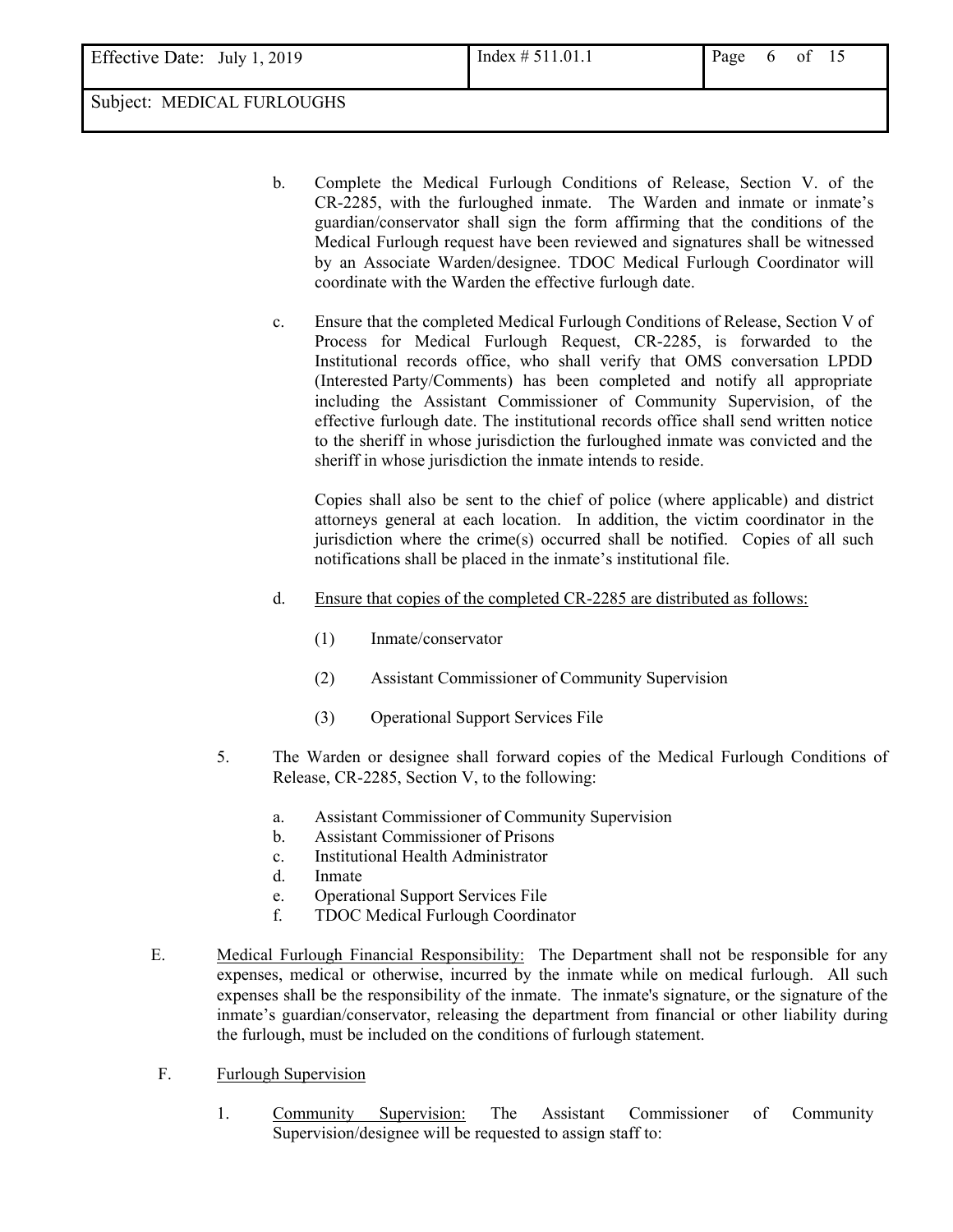b. Complete the Medical Furlough Conditions of Release, Section V. of the CR-2285, with the furloughed inmate. The Warden and inmate or inmate's guardian/conservator shall sign the form affirming that the conditions of the Medical Furlough request have been reviewed and signatures shall be witnessed by an Associate Warden/designee. TDOC Medical Furlough Coordinator will coordinate with the Warden the effective furlough date.

c. Ensure that the completed Medical Furlough Conditions of Release, Section V of Process for Medical Furlough Request, CR-2285, is forwarded to the Institutional records office, who shall verify that OMS conversation LPDD (Interested Party/Comments) has been completed and notify all appropriate including the Assistant Commissioner of Community Supervision, of the effective furlough date. The institutional records office shall send written notice to the sheriff in whose jurisdiction the furloughed inmate was convicted and the sheriff in whose jurisdiction the inmate intends to reside.

   Copies shall also be sent to the chief of police (where applicable) and district attorneys general at each location. In addition, the victim coordinator in the jurisdiction where the crime(s) occurred shall be notified. Copies of all such notifications shall be placed in the inmate's institutional file.

d. <u>Ensure that copies of the completed CR-2285 are distributed as follows:</u>

   (1) Inmate/conservator

   (2) Assistant Commissioner of Community Supervision

   (3) Operational Support Services File

5. The Warden or designee shall forward copies of the Medical Furlough Conditions of Release, CR-2285, Section V, to the following:

   a. Assistant Commissioner of Community Supervision
   b. Assistant Commissioner of Prisons
   c. Institutional Health Administrator
   d. Inmate
   e. Operational Support Services File
   f. TDOC Medical Furlough Coordinator

E. <u>Medical Furlough Financial Responsibility:</u> The Department shall not be responsible for any expenses, medical or otherwise, incurred by the inmate while on medical furlough. All such expenses shall be the responsibility of the inmate. The inmate's signature, or the signature of the inmate's guardian/conservator, releasing the department from financial or other liability during the furlough, must be included on the conditions of furlough statement.

F. <u>Furlough Supervision</u>

1. <u>Community Supervision:</u> The Assistant Commissioner of Community Supervision/designee will be requested to assign staff to: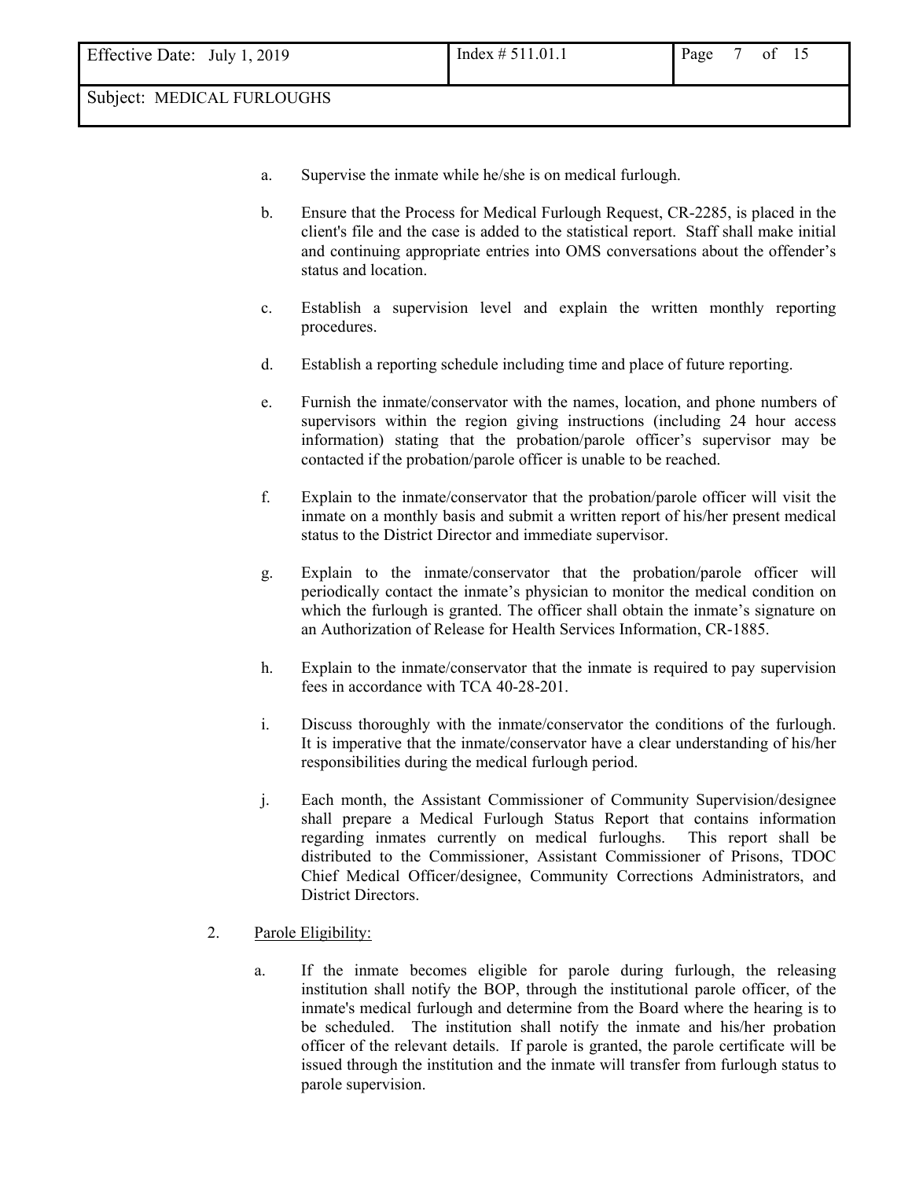a. Supervise the inmate while he/she is on medical furlough.

b. Ensure that the Process for Medical Furlough Request, CR-2285, is placed in the client's file and the case is added to the statistical report. Staff shall make initial and continuing appropriate entries into OMS conversations about the offender's status and location.

c. Establish a supervision level and explain the written monthly reporting procedures.

d. Establish a reporting schedule including time and place of future reporting.

e. Furnish the inmate/conservator with the names, location, and phone numbers of supervisors within the region giving instructions (including 24 hour access information) stating that the probation/parole officer's supervisor may be contacted if the probation/parole officer is unable to be reached.

f. Explain to the inmate/conservator that the probation/parole officer will visit the inmate on a monthly basis and submit a written report of his/her present medical status to the District Director and immediate supervisor.

g. Explain to the inmate/conservator that the probation/parole officer will periodically contact the inmate's physician to monitor the medical condition on which the furlough is granted. The officer shall obtain the inmate's signature on an Authorization of Release for Health Services Information, CR-1885.

h. Explain to the inmate/conservator that the inmate is required to pay supervision fees in accordance with TCA 40-28-201.

i. Discuss thoroughly with the inmate/conservator the conditions of the furlough. It is imperative that the inmate/conservator have a clear understanding of his/her responsibilities during the medical furlough period.

j. Each month, the Assistant Commissioner of Community Supervision/designee shall prepare a Medical Furlough Status Report that contains information regarding inmates currently on medical furloughs. This report shall be distributed to the Commissioner, Assistant Commissioner of Prisons, TDOC Chief Medical Officer/designee, Community Corrections Administrators, and District Directors.

2. Parole Eligibility:

a. If the inmate becomes eligible for parole during furlough, the releasing institution shall notify the BOP, through the institutional parole officer, of the inmate's medical furlough and determine from the Board where the hearing is to be scheduled. The institution shall notify the inmate and his/her probation officer of the relevant details. If parole is granted, the parole certificate will be issued through the institution and the inmate will transfer from furlough status to parole supervision.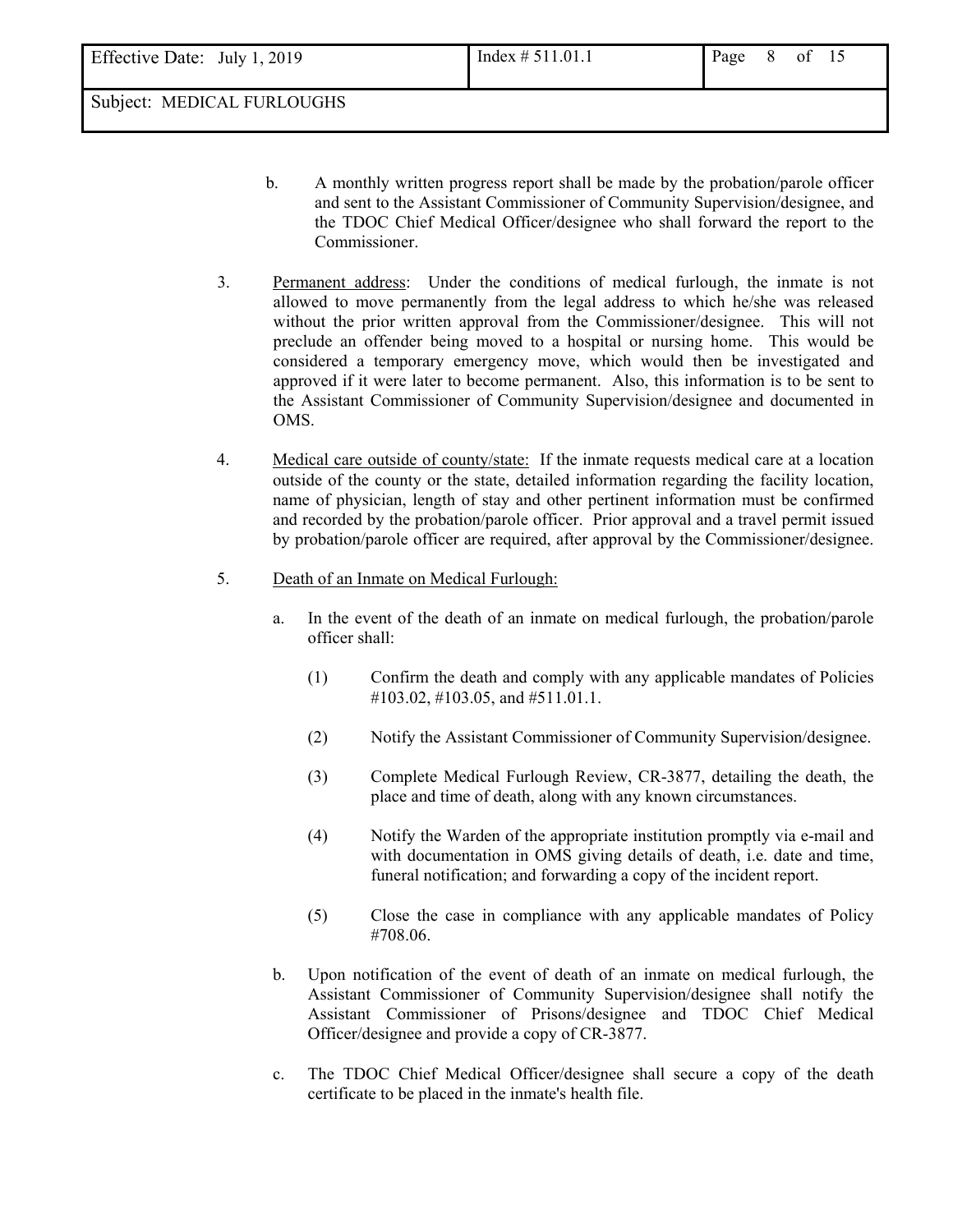b. A monthly written progress report shall be made by the probation/parole officer and sent to the Assistant Commissioner of Community Supervision/designee, and the TDOC Chief Medical Officer/designee who shall forward the report to the Commissioner.

3. Permanent address: Under the conditions of medical furlough, the inmate is not allowed to move permanently from the legal address to which he/she was released without the prior written approval from the Commissioner/designee. This will not preclude an offender being moved to a hospital or nursing home. This would be considered a temporary emergency move, which would then be investigated and approved if it were later to become permanent. Also, this information is to be sent to the Assistant Commissioner of Community Supervision/designee and documented in OMS.

4. Medical care outside of county/state: If the inmate requests medical care at a location outside of the county or the state, detailed information regarding the facility location, name of physician, length of stay and other pertinent information must be confirmed and recorded by the probation/parole officer. Prior approval and a travel permit issued by probation/parole officer are required, after approval by the Commissioner/designee.

5. Death of an Inmate on Medical Furlough:

   a. In the event of the death of an inmate on medical furlough, the probation/parole officer shall:

      (1) Confirm the death and comply with any applicable mandates of Policies #103.02, #103.05, and #511.01.1.

      (2) Notify the Assistant Commissioner of Community Supervision/designee.

      (3) Complete Medical Furlough Review, CR-3877, detailing the death, the place and time of death, along with any known circumstances.

      (4) Notify the Warden of the appropriate institution promptly via e-mail and with documentation in OMS giving details of death, i.e. date and time, funeral notification; and forwarding a copy of the incident report.

      (5) Close the case in compliance with any applicable mandates of Policy #708.06.

   b. Upon notification of the event of death of an inmate on medical furlough, the Assistant Commissioner of Community Supervision/designee shall notify the Assistant Commissioner of Prisons/designee and TDOC Chief Medical Officer/designee and provide a copy of CR-3877.

   c. The TDOC Chief Medical Officer/designee shall secure a copy of the death certificate to be placed in the inmate's health file.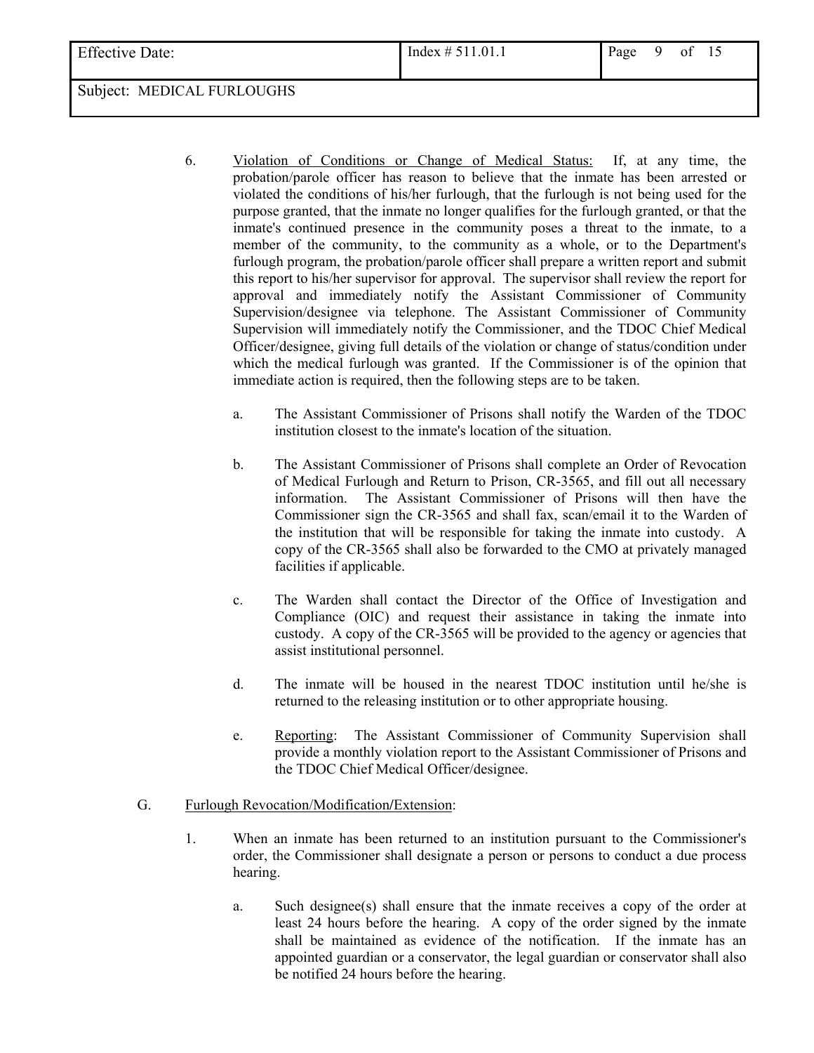6. Violation of Conditions or Change of Medical Status: If, at any time, the probation/parole officer has reason to believe that the inmate has been arrested or violated the conditions of his/her furlough, that the furlough is not being used for the purpose granted, that the inmate no longer qualifies for the furlough granted, or that the inmate's continued presence in the community poses a threat to the inmate, to a member of the community, to the community as a whole, or to the Department's furlough program, the probation/parole officer shall prepare a written report and submit this report to his/her supervisor for approval. The supervisor shall review the report for approval and immediately notify the Assistant Commissioner of Community Supervision/designee via telephone. The Assistant Commissioner of Community Supervision will immediately notify the Commissioner, and the TDOC Chief Medical Officer/designee, giving full details of the violation or change of status/condition under which the medical furlough was granted. If the Commissioner is of the opinion that immediate action is required, then the following steps are to be taken.

   a. The Assistant Commissioner of Prisons shall notify the Warden of the TDOC institution closest to the inmate's location of the situation.

   b. The Assistant Commissioner of Prisons shall complete an Order of Revocation of Medical Furlough and Return to Prison, CR-3565, and fill out all necessary information. The Assistant Commissioner of Prisons will then have the Commissioner sign the CR-3565 and shall fax, scan/email it to the Warden of the institution that will be responsible for taking the inmate into custody. A copy of the CR-3565 shall also be forwarded to the CMO at privately managed facilities if applicable.

   c. The Warden shall contact the Director of the Office of Investigation and Compliance (OIC) and request their assistance in taking the inmate into custody. A copy of the CR-3565 will be provided to the agency or agencies that assist institutional personnel.

   d. The inmate will be housed in the nearest TDOC institution until he/she is returned to the releasing institution or to other appropriate housing.

   e. Reporting: The Assistant Commissioner of Community Supervision shall provide a monthly violation report to the Assistant Commissioner of Prisons and the TDOC Chief Medical Officer/designee.

G. Furlough Revocation/Modification/Extension:

1. When an inmate has been returned to an institution pursuant to the Commissioner's order, the Commissioner shall designate a person or persons to conduct a due process hearing.

   a. Such designee(s) shall ensure that the inmate receives a copy of the order at least 24 hours before the hearing. A copy of the order signed by the inmate shall be maintained as evidence of the notification. If the inmate has an appointed guardian or a conservator, the legal guardian or conservator shall also be notified 24 hours before the hearing.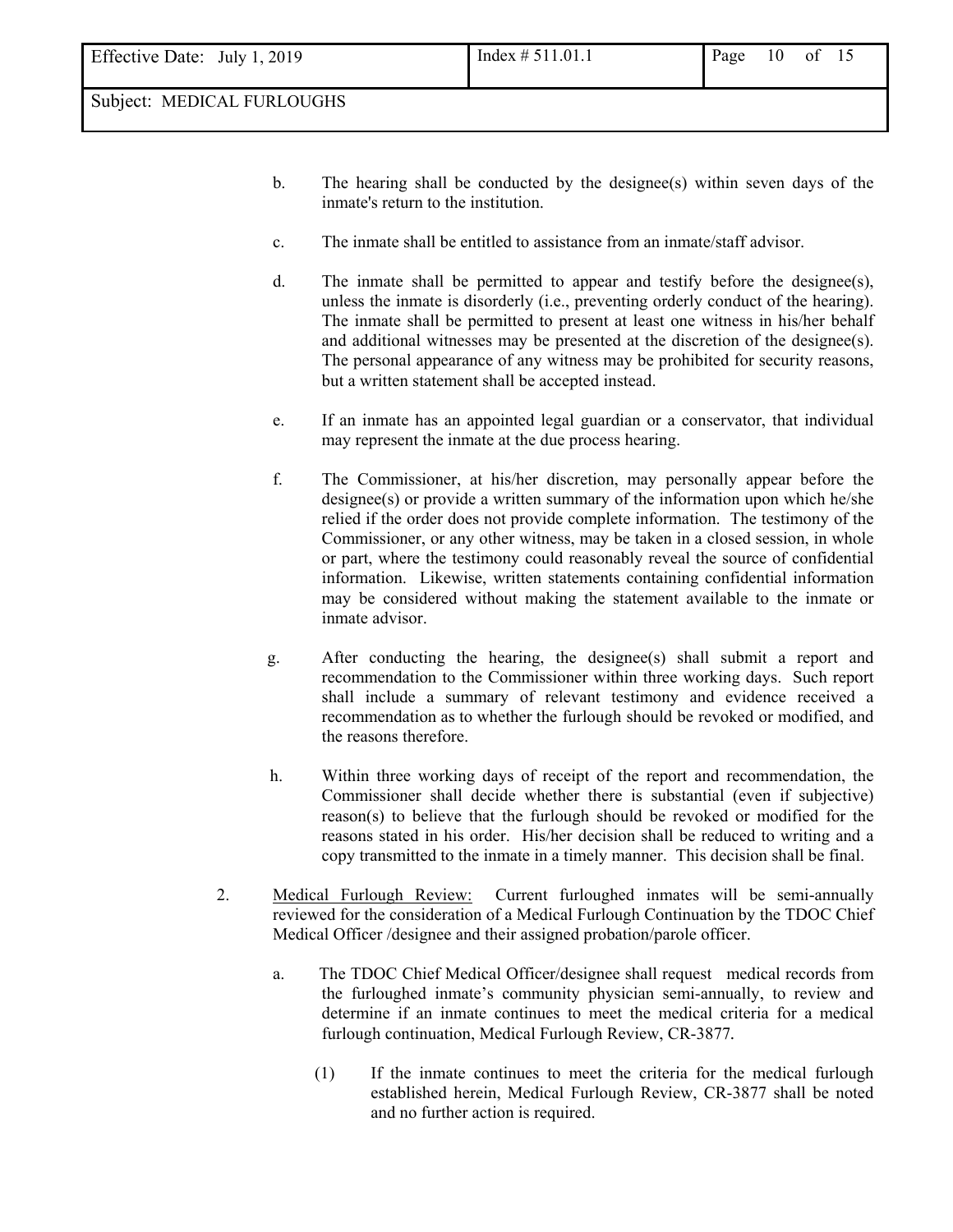b. The hearing shall be conducted by the designee(s) within seven days of the inmate's return to the institution.

c. The inmate shall be entitled to assistance from an inmate/staff advisor.

d. The inmate shall be permitted to appear and testify before the designee(s), unless the inmate is disorderly (i.e., preventing orderly conduct of the hearing). The inmate shall be permitted to present at least one witness in his/her behalf and additional witnesses may be presented at the discretion of the designee(s). The personal appearance of any witness may be prohibited for security reasons, but a written statement shall be accepted instead.

e. If an inmate has an appointed legal guardian or a conservator, that individual may represent the inmate at the due process hearing.

f. The Commissioner, at his/her discretion, may personally appear before the designee(s) or provide a written summary of the information upon which he/she relied if the order does not provide complete information. The testimony of the Commissioner, or any other witness, may be taken in a closed session, in whole or part, where the testimony could reasonably reveal the source of confidential information. Likewise, written statements containing confidential information may be considered without making the statement available to the inmate or inmate advisor.

g. After conducting the hearing, the designee(s) shall submit a report and recommendation to the Commissioner within three working days. Such report shall include a summary of relevant testimony and evidence received a recommendation as to whether the furlough should be revoked or modified, and the reasons therefore.

h. Within three working days of receipt of the report and recommendation, the Commissioner shall decide whether there is substantial (even if subjective) reason(s) to believe that the furlough should be revoked or modified for the reasons stated in his order. His/her decision shall be reduced to writing and a copy transmitted to the inmate in a timely manner. This decision shall be final.

2. Medical Furlough Review: Current furloughed inmates will be semi-annually reviewed for the consideration of a Medical Furlough Continuation by the TDOC Chief Medical Officer /designee and their assigned probation/parole officer.

   a. The TDOC Chief Medical Officer/designee shall request medical records from the furloughed inmate's community physician semi-annually, to review and determine if an inmate continues to meet the medical criteria for a medical furlough continuation, Medical Furlough Review, CR-3877.

      (1) If the inmate continues to meet the criteria for the medical furlough established herein, Medical Furlough Review, CR-3877 shall be noted and no further action is required.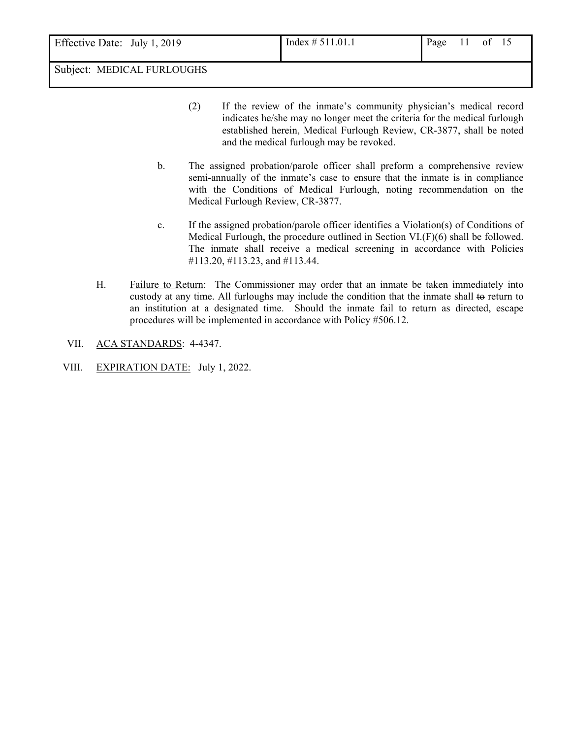(2) If the review of the inmate's community physician's medical record indicates he/she may no longer meet the criteria for the medical furlough established herein, Medical Furlough Review, CR-3877, shall be noted and the medical furlough may be revoked.

b. The assigned probation/parole officer shall preform a comprehensive review semi-annually of the inmate's case to ensure that the inmate is in compliance with the Conditions of Medical Furlough, noting recommendation on the Medical Furlough Review, CR-3877.

c. If the assigned probation/parole officer identifies a Violation(s) of Conditions of Medical Furlough, the procedure outlined in Section VI.(F)(6) shall be followed. The inmate shall receive a medical screening in accordance with Policies #113.20, #113.23, and #113.44.

H. Failure to Return: The Commissioner may order that an inmate be taken immediately into custody at any time. All furloughs may include the condition that the inmate shall ~~to~~ return to an institution at a designated time. Should the inmate fail to return as directed, escape procedures will be implemented in accordance with Policy #506.12.

VII. ACA STANDARDS: 4-4347.

VIII. EXPIRATION DATE: July 1, 2022.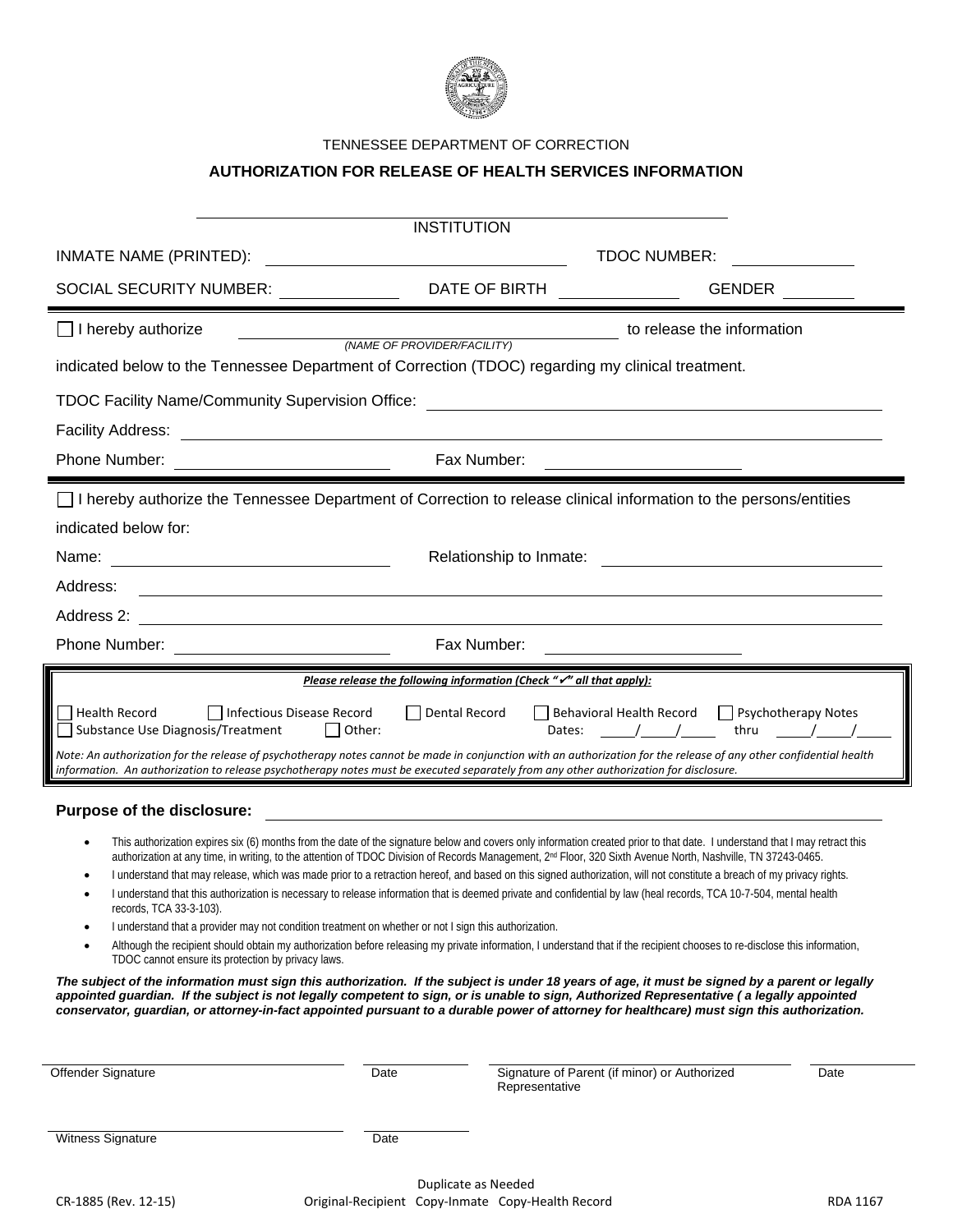TENNESSEE DEPARTMENT OF CORRECTION

## AUTHORIZATION FOR RELEASE OF HEALTH SERVICES INFORMATION

_______________________________________________
INSTITUTION

INMATE NAME (PRINTED): ______________________________ TDOC NUMBER: ____________

SOCIAL SECURITY NUMBER: ____________ DATE OF BIRTH ____________ GENDER ________

☐ I hereby authorize ______________________________ to release the information
*(NAME OF PROVIDER/FACILITY)*

indicated below to the Tennessee Department of Correction (TDOC) regarding my clinical treatment.

TDOC Facility Name/Community Supervision Office: ______________________________

Facility Address: ______________________________

Phone Number: ____________________ Fax Number: ____________________

☐ I hereby authorize the Tennessee Department of Correction to release clinical information to the persons/entities indicated below for:

Name: ____________________ Relationship to Inmate: ____________________

Address: ______________________________

Address 2: ______________________________

Phone Number: ____________________ Fax Number: ____________________

***Please release the following information (Check "✓" all that apply):***

☐ Health Record ☐ Infectious Disease Record ☐ Dental Record ☐ Behavioral Health Record ☐ Psychotherapy Notes
☐ Substance Use Diagnosis/Treatment ☐ Other: Dates: \_\_\_/\_\_\_/\_\_\_ thru \_\_\_/\_\_\_/\_\_\_

*Note: An authorization for the release of psychotherapy notes cannot be made in conjunction with an authorization for the release of any other confidential health information. An authorization to release psychotherapy notes must be executed separately from any other authorization for disclosure.*

**Purpose of the disclosure:** ______________________________

- This authorization expires six (6) months from the date of the signature below and covers only information created prior to that date. I understand that I may retract this authorization at any time, in writing, to the attention of TDOC Division of Records Management, 2nd Floor, 320 Sixth Avenue North, Nashville, TN 37243-0465.
- I understand that may release, which was made prior to a retraction hereof, and based on this signed authorization, will not constitute a breach of my privacy rights.
- I understand that this authorization is necessary to release information that is deemed private and confidential by law (heal records, TCA 10-7-504, mental health records, TCA 33-3-103).
- I understand that a provider may not condition treatment on whether or not I sign this authorization.
- Although the recipient should obtain my authorization before releasing my private information, I understand that if the recipient chooses to re-disclose this information, TDOC cannot ensure its protection by privacy laws.

***The subject of the information must sign this authorization. If the subject is under 18 years of age, it must be signed by a parent or legally appointed guardian. If the subject is not legally competent to sign, or is unable to sign, Authorized Representative ( a legally appointed conservator, guardian, or attorney-in-fact appointed pursuant to a durable power of attorney for healthcare) must sign this authorization.***

______________________ ________ ______________________ ________
Offender Signature Date Signature of Parent (if minor) or Authorized Representative Date

______________________ ________
Witness Signature Date

Duplicate as Needed

CR-1885 (Rev. 12-15) Original-Recipient Copy-Inmate Copy-Health Record RDA 1167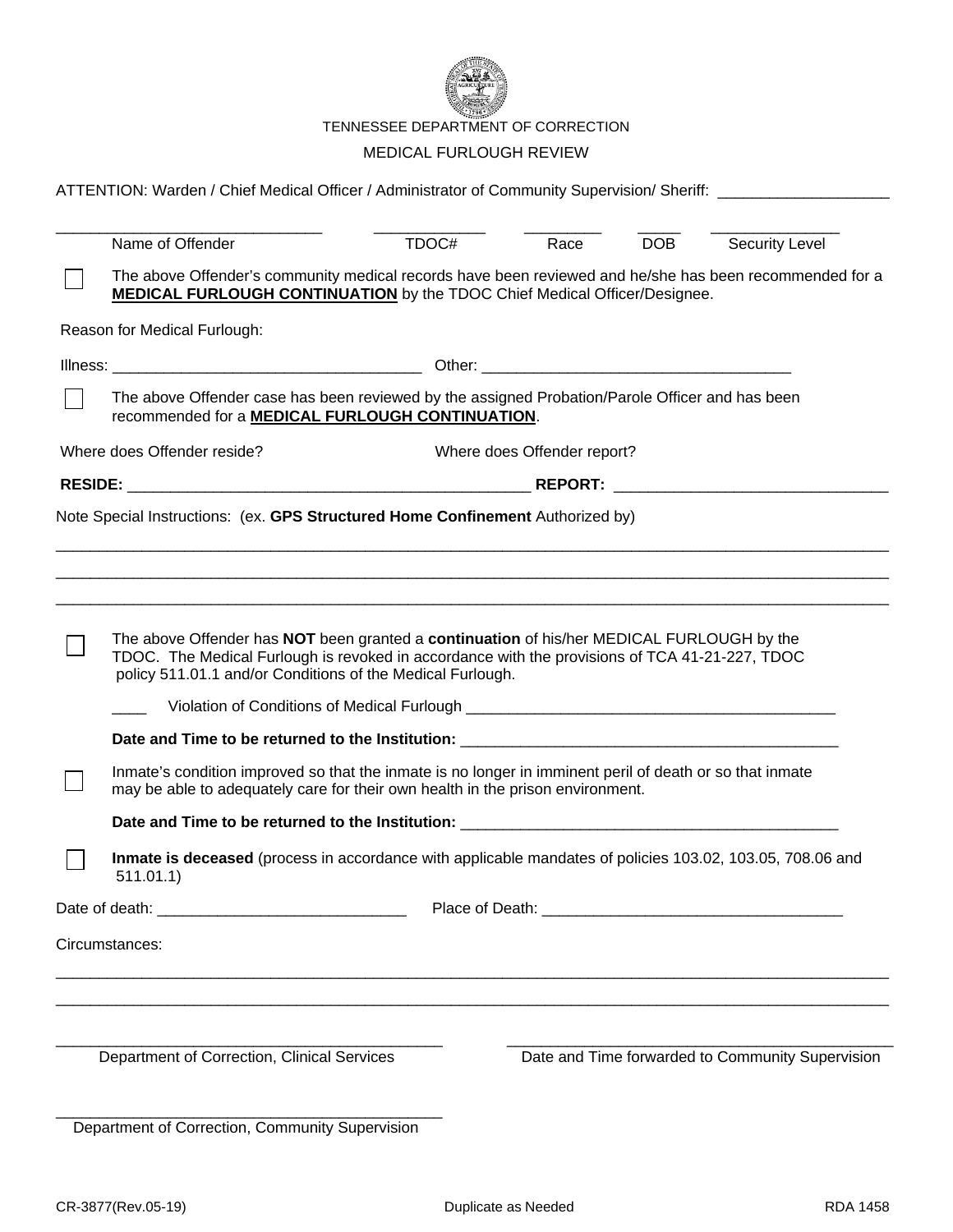TENNESSEE DEPARTMENT OF CORRECTION

MEDICAL FURLOUGH REVIEW

ATTENTION: Warden / Chief Medical Officer / Administrator of Community Supervision/ Sheriff: ____________________

| ______________________________ | _____________ | _________ | _____ | _______________ |
|---|---|---|---|---|
| Name of Offender | TDOC# | Race | DOB | Security Level |

☐ The above Offender's community medical records have been reviewed and he/she has been recommended for a **MEDICAL FURLOUGH CONTINUATION** by the TDOC Chief Medical Officer/Designee.

Reason for Medical Furlough:

Illness: ____________________________________ Other: ____________________________________

☐ The above Offender case has been reviewed by the assigned Probation/Parole Officer and has been recommended for a **MEDICAL FURLOUGH CONTINUATION**.

Where does Offender reside? Where does Offender report?

**RESIDE:** ______________________________________________ **REPORT:** _______________________________

Note Special Instructions: (ex. **GPS Structured Home Confinement** Authorized by)

_____________________________________________________________________________________________

_____________________________________________________________________________________________

_____________________________________________________________________________________________

☐ The above Offender has **NOT** been granted a **continuation** of his/her MEDICAL FURLOUGH by the TDOC. The Medical Furlough is revoked in accordance with the provisions of TCA 41-21-227, TDOC policy 511.01.1 and/or Conditions of the Medical Furlough.

____ Violation of Conditions of Medical Furlough ___________________________________________

**Date and Time to be returned to the Institution:** _____________________________________________

☐ Inmate's condition improved so that the inmate is no longer in imminent peril of death or so that inmate may be able to adequately care for their own health in the prison environment.

**Date and Time to be returned to the Institution:** _____________________________________________

☐ **Inmate is deceased** (process in accordance with applicable mandates of policies 103.02, 103.05, 708.06 and 511.01.1)

Date of death: ____________________________ Place of Death: ___________________________________

Circumstances:

_____________________________________________________________________________________________

_____________________________________________________________________________________________

| ___________________________________________ | ___________________________________________ |
|---|---|
| Department of Correction, Clinical Services | Date and Time forwarded to Community Supervision |

___________________________________________

Department of Correction, Community Supervision

CR-3877(Rev.05-19) Duplicate as Needed RDA 1458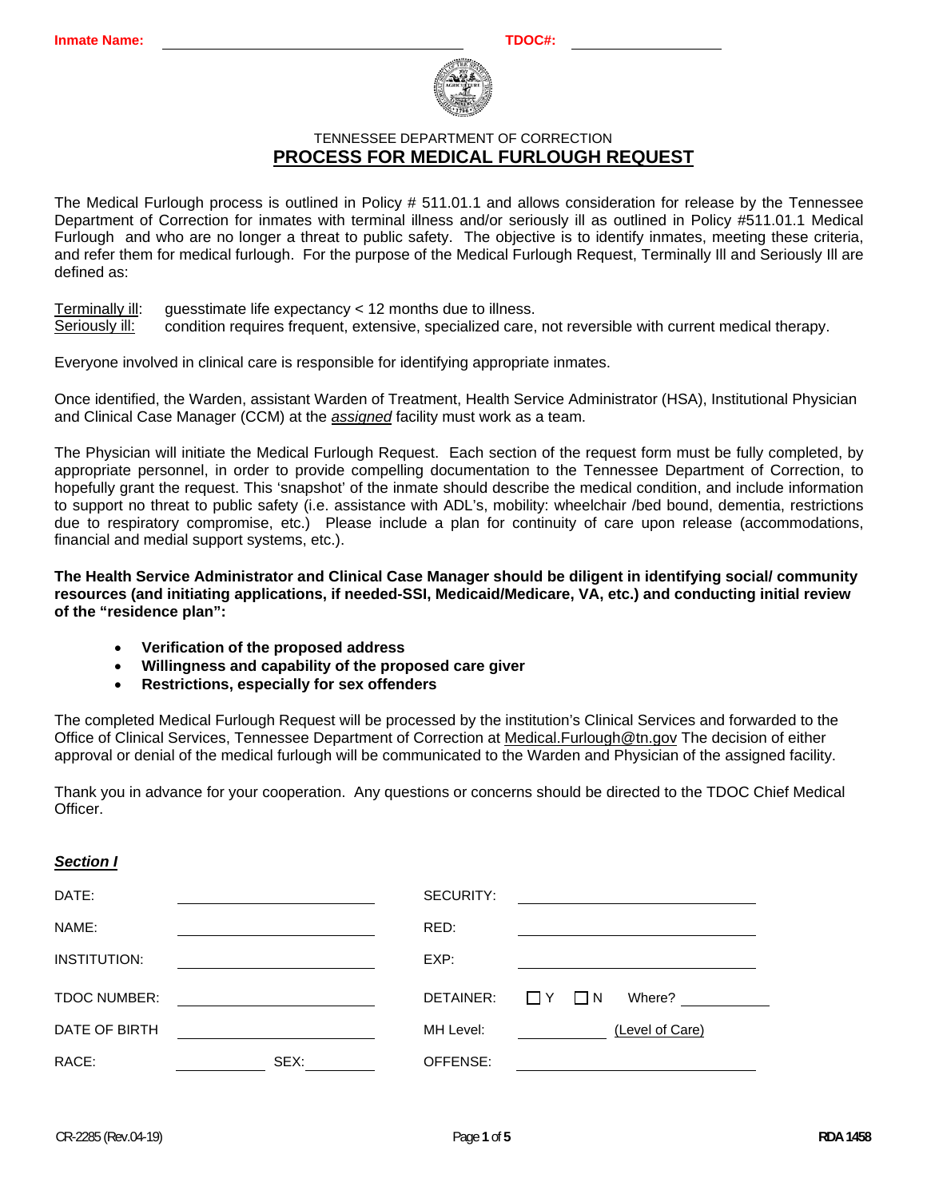**Inmate Name:** ____________________ **TDOC#:** ____________

TENNESSEE DEPARTMENT OF CORRECTION

# PROCESS FOR MEDICAL FURLOUGH REQUEST

The Medical Furlough process is outlined in Policy # 511.01.1 and allows consideration for release by the Tennessee Department of Correction for inmates with terminal illness and/or seriously ill as outlined in Policy #511.01.1 Medical Furlough and who are no longer a threat to public safety. The objective is to identify inmates, meeting these criteria, and refer them for medical furlough. For the purpose of the Medical Furlough Request, Terminally Ill and Seriously Ill are defined as:

Terminally ill: guesstimate life expectancy < 12 months due to illness.
Seriously ill: condition requires frequent, extensive, specialized care, not reversible with current medical therapy.

Everyone involved in clinical care is responsible for identifying appropriate inmates.

Once identified, the Warden, assistant Warden of Treatment, Health Service Administrator (HSA), Institutional Physician and Clinical Case Manager (CCM) at the *assigned* facility must work as a team.

The Physician will initiate the Medical Furlough Request. Each section of the request form must be fully completed, by appropriate personnel, in order to provide compelling documentation to the Tennessee Department of Correction, to hopefully grant the request. This 'snapshot' of the inmate should describe the medical condition, and include information to support no threat to public safety (i.e. assistance with ADL's, mobility: wheelchair /bed bound, dementia, restrictions due to respiratory compromise, etc.) Please include a plan for continuity of care upon release (accommodations, financial and medial support systems, etc.).

**The Health Service Administrator and Clinical Case Manager should be diligent in identifying social/ community resources (and initiating applications, if needed-SSI, Medicaid/Medicare, VA, etc.) and conducting initial review of the "residence plan":**

- **Verification of the proposed address**
- **Willingness and capability of the proposed care giver**
- **Restrictions, especially for sex offenders**

The completed Medical Furlough Request will be processed by the institution's Clinical Services and forwarded to the Office of Clinical Services, Tennessee Department of Correction at Medical.Furlough@tn.gov The decision of either approval or denial of the medical furlough will be communicated to the Warden and Physician of the assigned facility.

Thank you in advance for your cooperation. Any questions or concerns should be directed to the TDOC Chief Medical Officer.

***Section I***

| | | | |
|---|---|---|---|
| DATE: | | SECURITY: | |
| NAME: | | RED: | |
| INSTITUTION: | | EXP: | |
| TDOC NUMBER: | | DETAINER: | ☐ Y ☐ N Where? ______ |
| DATE OF BIRTH | | MH Level: | ______ (Level of Care) |
| RACE: ______ SEX: ______ | | OFFENSE: | |

CR-2285 (Rev.04-19) RDA 1458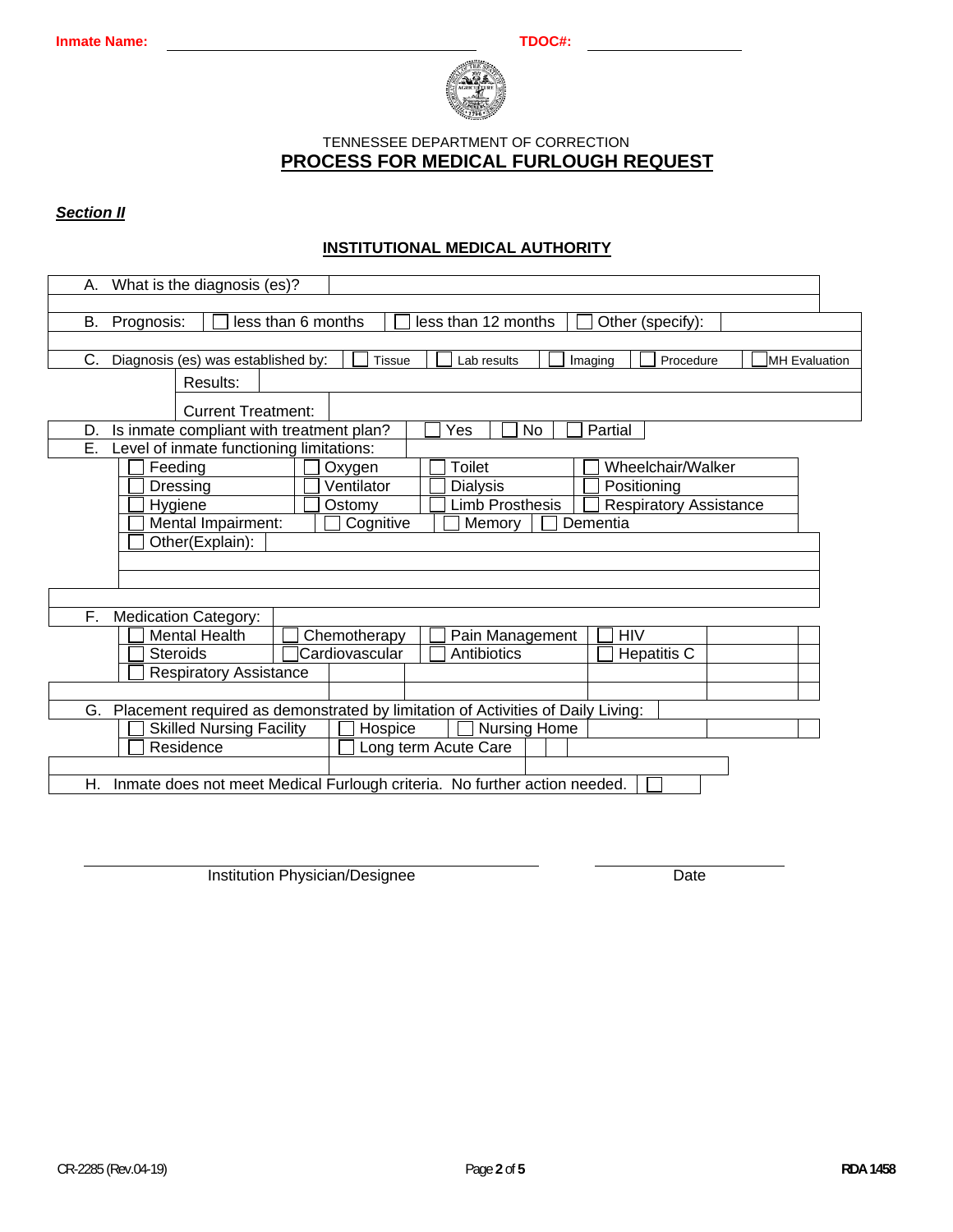**Inmate Name:** ______________________ **TDOC#:** ______________

TENNESSEE DEPARTMENT OF CORRECTION

# PROCESS FOR MEDICAL FURLOUGH REQUEST

***Section II***

## INSTITUTIONAL MEDICAL AUTHORITY

A. What is the diagnosis (es)? ______________________

B. Prognosis: ☐ less than 6 months ☐ less than 12 months ☐ Other (specify): ______________

C. Diagnosis (es) was established by: ☐ Tissue ☐ Lab results ☐ Imaging ☐ Procedure ☐ MH Evaluation

Results: ______________________

Current Treatment: ______________________

D. Is inmate compliant with treatment plan? ☐ Yes ☐ No ☐ Partial

E. Level of inmate functioning limitations:

| | | | |
|---|---|---|---|
| ☐ Feeding | ☐ Oxygen | ☐ Toilet | ☐ Wheelchair/Walker |
| ☐ Dressing | ☐ Ventilator | ☐ Dialysis | ☐ Positioning |
| ☐ Hygiene | ☐ Ostomy | ☐ Limb Prosthesis | ☐ Respiratory Assistance |
| ☐ Mental Impairment: | ☐ Cognitive | ☐ Memory | ☐ Dementia |

☐ Other(Explain): ______________________

F. Medication Category:

| | | | |
|---|---|---|---|
| ☐ Mental Health | ☐ Chemotherapy | ☐ Pain Management | ☐ HIV |
| ☐ Steroids | ☐ Cardiovascular | ☐ Antibiotics | ☐ Hepatitis C |
| ☐ Respiratory Assistance | | | |

G. Placement required as demonstrated by limitation of Activities of Daily Living:

| | | |
|---|---|---|
| ☐ Skilled Nursing Facility | ☐ Hospice | ☐ Nursing Home |
| ☐ Residence | ☐ Long term Acute Care | |

H. Inmate does not meet Medical Furlough criteria. No further action needed. ☐

______________________________ ______________

Institution Physician/Designee Date

CR-2285 (Rev.04-19) RDA 1458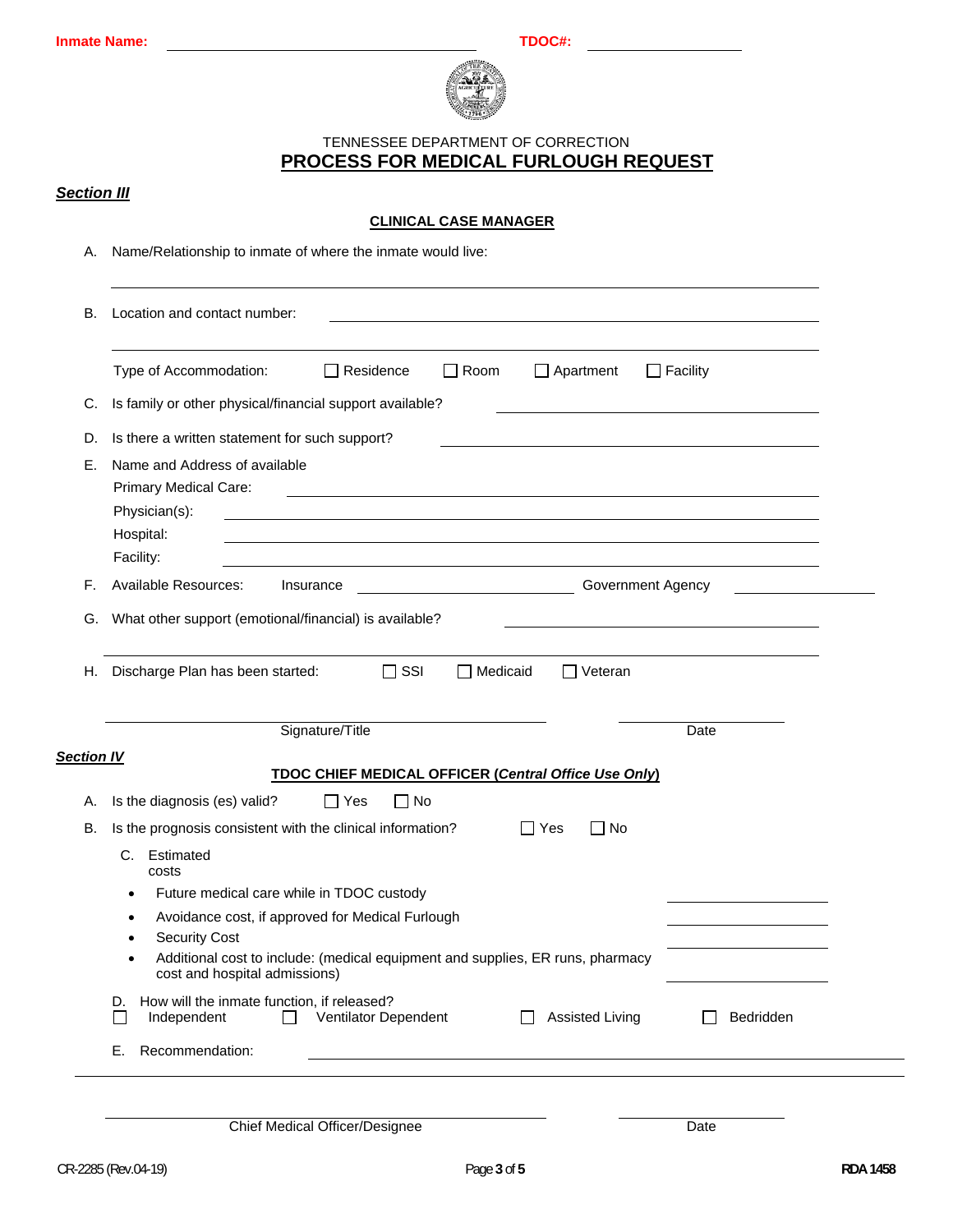**Inmate Name:** ______________________ **TDOC#:** ______________

TENNESSEE DEPARTMENT OF CORRECTION

# PROCESS FOR MEDICAL FURLOUGH REQUEST

***Section III***

**CLINICAL CASE MANAGER**

A. Name/Relationship to inmate of where the inmate would live:

______________________________________________

B. Location and contact number: ______________________________________________

______________________________________________

Type of Accommodation: ☐ Residence ☐ Room ☐ Apartment ☐ Facility

C. Is family or other physical/financial support available? ______________________

D. Is there a written statement for such support? ______________________

E. Name and Address of available
Primary Medical Care: ______________________
Physician(s): ______________________
Hospital: ______________________
Facility: ______________________

F. Available Resources: Insurance ______________ Government Agency ______________

G. What other support (emotional/financial) is available? ______________________

______________________________________________

H. Discharge Plan has been started: ☐ SSI ☐ Medicaid ☐ Veteran

______________________________ ______________
Signature/Title Date

***Section IV***

**TDOC CHIEF MEDICAL OFFICER (*Central Office Use Only*)**

A. Is the diagnosis (es) valid? ☐ Yes ☐ No

B. Is the prognosis consistent with the clinical information? ☐ Yes ☐ No

C. Estimated costs

- Future medical care while in TDOC custody ______________
- Avoidance cost, if approved for Medical Furlough ______________
- Security Cost ______________
- Additional cost to include: (medical equipment and supplies, ER runs, pharmacy cost and hospital admissions) ______________

D. How will the inmate function, if released?
☐ Independent ☐ Ventilator Dependent ☐ Assisted Living ☐ Bedridden

E. Recommendation: ______________________________________________

______________________________________________

______________________________ ______________
Chief Medical Officer/Designee Date

CR-2285 (Rev.04-19) RDA 1458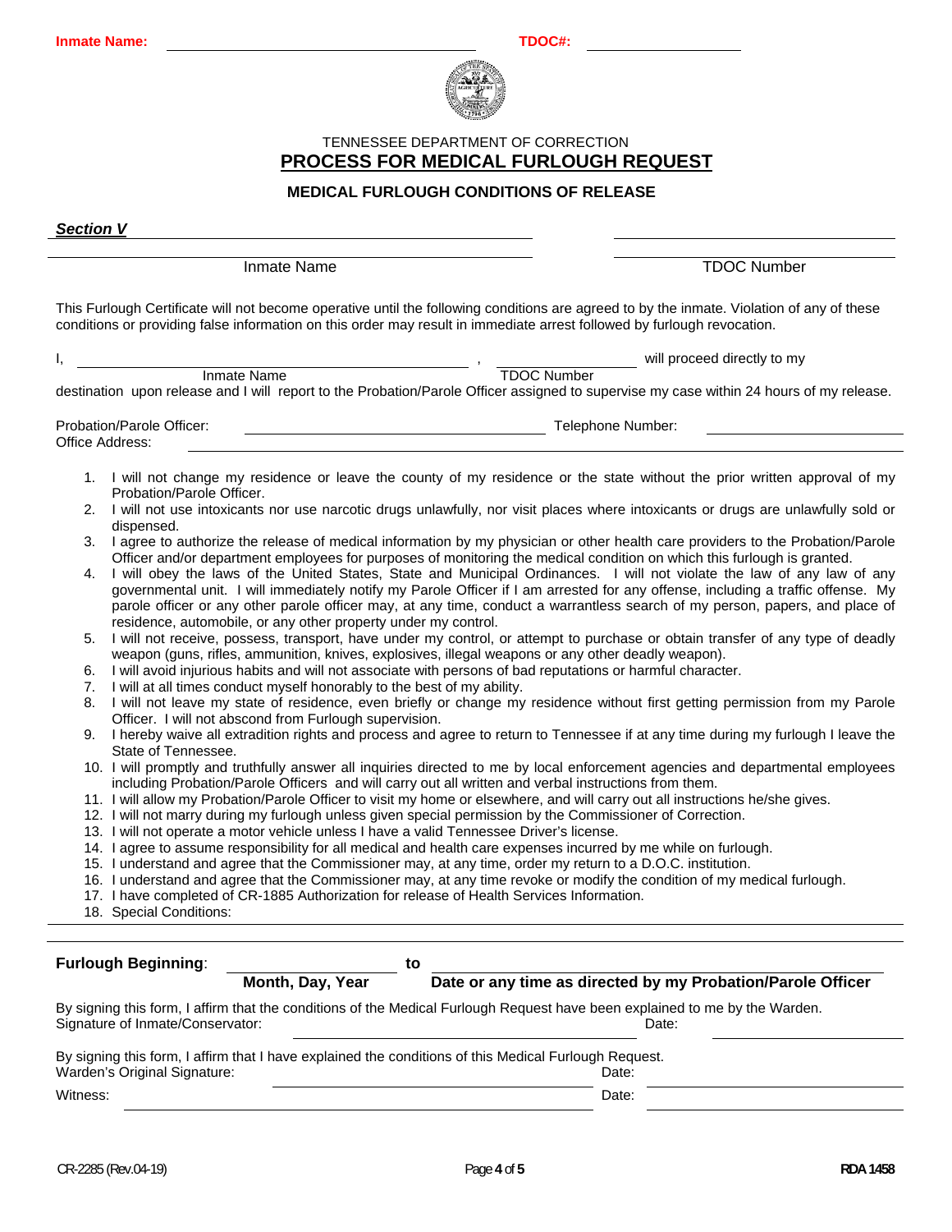**Inmate Name:** ______________________ **TDOC#:** ______________

TENNESSEE DEPARTMENT OF CORRECTION

# PROCESS FOR MEDICAL FURLOUGH REQUEST

## MEDICAL FURLOUGH CONDITIONS OF RELEASE

***Section V***

______________________________ ______________________

Inmate Name TDOC Number

This Furlough Certificate will not become operative until the following conditions are agreed to by the inmate. Violation of any of these conditions or providing false information on this order may result in immediate arrest followed by furlough revocation.

I, ______________________________ , ______________ will proceed directly to my
Inmate Name TDOC Number
destination upon release and I will report to the Probation/Parole Officer assigned to supervise my case within 24 hours of my release.

Probation/Parole Officer: ______________________ Telephone Number: ______________
Office Address: ______________________________

1. I will not change my residence or leave the county of my residence or the state without the prior written approval of my Probation/Parole Officer.
2. I will not use intoxicants nor use narcotic drugs unlawfully, nor visit places where intoxicants or drugs are unlawfully sold or dispensed.
3. I agree to authorize the release of medical information by my physician or other health care providers to the Probation/Parole Officer and/or department employees for purposes of monitoring the medical condition on which this furlough is granted.
4. I will obey the laws of the United States, State and Municipal Ordinances. I will not violate the law of any law of any governmental unit. I will immediately notify my Parole Officer if I am arrested for any offense, including a traffic offense. My parole officer or any other parole officer may, at any time, conduct a warrantless search of my person, papers, and place of residence, automobile, or any other property under my control.
5. I will not receive, possess, transport, have under my control, or attempt to purchase or obtain transfer of any type of deadly weapon (guns, rifles, ammunition, knives, explosives, illegal weapons or any other deadly weapon).
6. I will avoid injurious habits and will not associate with persons of bad reputations or harmful character.
7. I will at all times conduct myself honorably to the best of my ability.
8. I will not leave my state of residence, even briefly or change my residence without first getting permission from my Parole Officer. I will not abscond from Furlough supervision.
9. I hereby waive all extradition rights and process and agree to return to Tennessee if at any time during my furlough I leave the State of Tennessee.
10. I will promptly and truthfully answer all inquiries directed to me by local enforcement agencies and departmental employees including Probation/Parole Officers and will carry out all written and verbal instructions from them.
11. I will allow my Probation/Parole Officer to visit my home or elsewhere, and will carry out all instructions he/she gives.
12. I will not marry during my furlough unless given special permission by the Commissioner of Correction.
13. I will not operate a motor vehicle unless I have a valid Tennessee Driver's license.
14. I agree to assume responsibility for all medical and health care expenses incurred by me while on furlough.
15. I understand and agree that the Commissioner may, at any time, order my return to a D.O.C. institution.
16. I understand and agree that the Commissioner may, at any time revoke or modify the condition of my medical furlough.
17. I have completed of CR-1885 Authorization for release of Health Services Information.
18. Special Conditions:

______________________________________________

**Furlough Beginning**: ______________ **to** ______________________________
**Month, Day, Year** **Date or any time as directed by my Probation/Parole Officer**

By signing this form, I affirm that the conditions of the Medical Furlough Request have been explained to me by the Warden.
Signature of Inmate/Conservator: ______________________ Date: ______________

By signing this form, I affirm that I have explained the conditions of this Medical Furlough Request.
Warden's Original Signature: ______________________ Date: ______________

Witness: ______________________ Date: ______________

CR-2285 (Rev.04-19) RDA 1458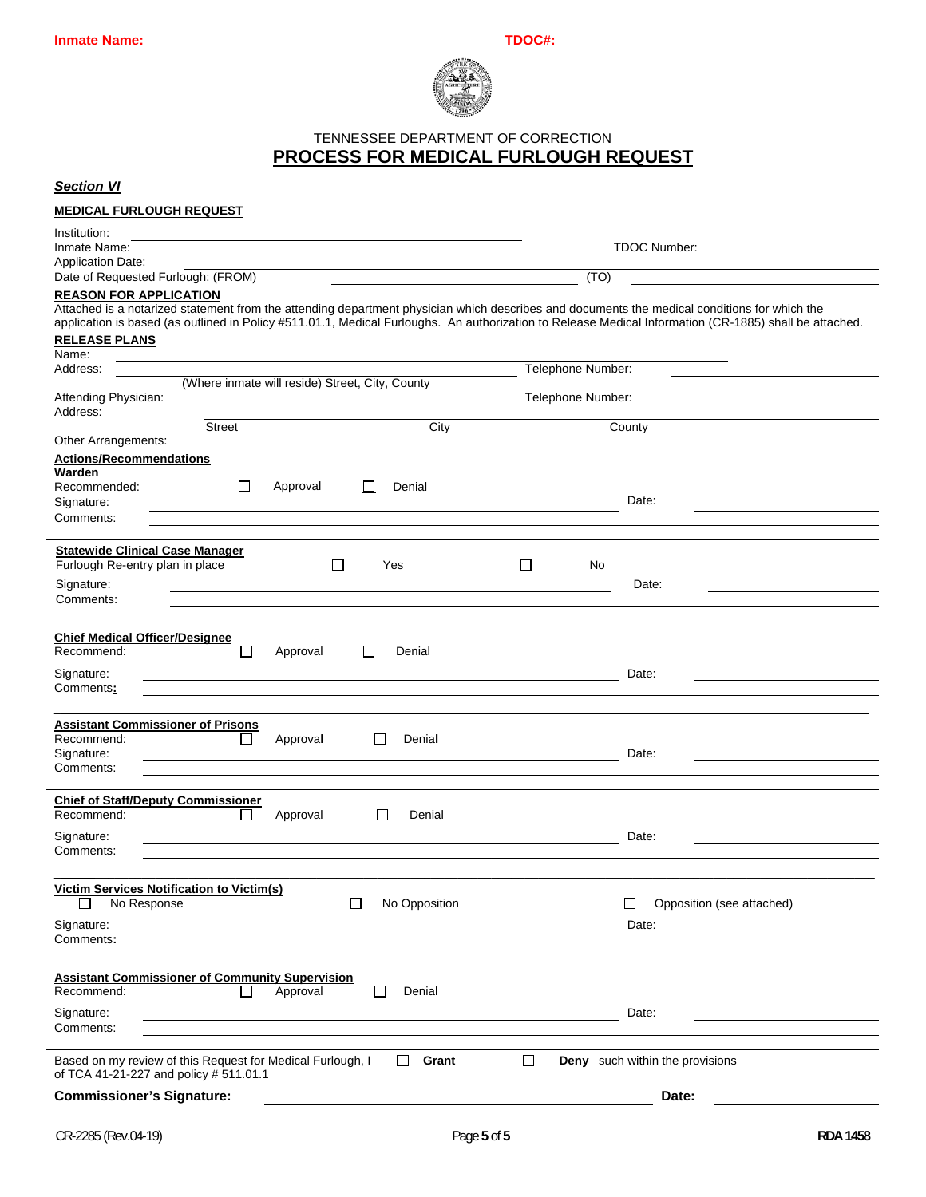**Inmate Name:** \_\_\_\_\_\_\_\_\_\_\_\_\_\_\_\_\_\_\_\_\_\_\_\_\_\_\_\_ **TDOC#:** \_\_\_\_\_\_\_\_\_\_\_\_\_\_

TENNESSEE DEPARTMENT OF CORRECTION

# PROCESS FOR MEDICAL FURLOUGH REQUEST

***Section VI***

**MEDICAL FURLOUGH REQUEST**

Institution: \_\_\_\_\_\_\_\_\_\_\_\_\_\_\_\_\_\_\_\_\_\_\_\_\_\_\_\_\_\_

Inmate Name: \_\_\_\_\_\_\_\_\_\_\_\_\_\_\_\_\_\_\_\_\_\_\_\_\_\_\_\_\_\_ TDOC Number: \_\_\_\_\_\_\_\_\_\_

Application Date: \_\_\_\_\_\_\_\_\_\_\_\_\_\_\_\_\_\_\_\_\_\_\_\_\_\_\_\_\_\_

Date of Requested Furlough: (FROM) \_\_\_\_\_\_\_\_\_\_\_\_\_\_\_\_ (TO) \_\_\_\_\_\_\_\_\_\_\_\_\_\_\_\_

**REASON FOR APPLICATION**

Attached is a notarized statement from the attending department physician which describes and documents the medical conditions for which the application is based (as outlined in Policy #511.01.1, Medical Furloughs. An authorization to Release Medical Information (CR-1885) shall be attached.

**RELEASE PLANS**

Name: \_\_\_\_\_\_\_\_\_\_\_\_\_\_\_\_\_\_\_\_\_\_\_\_\_\_\_\_\_\_

Address: \_\_\_\_\_\_\_\_\_\_\_\_\_\_\_\_\_\_\_\_\_\_\_\_\_\_\_\_\_\_ Telephone Number: \_\_\_\_\_\_\_\_\_\_

(Where inmate will reside) Street, City, County

Attending Physician: \_\_\_\_\_\_\_\_\_\_\_\_\_\_\_\_\_\_\_\_\_\_\_\_\_\_\_\_\_\_ Telephone Number: \_\_\_\_\_\_\_\_\_\_

Address: \_\_\_\_\_\_\_\_\_\_\_\_\_\_\_\_\_\_\_\_\_\_\_\_\_\_\_\_\_\_

Street City County

Other Arrangements: \_\_\_\_\_\_\_\_\_\_\_\_\_\_\_\_\_\_\_\_\_\_\_\_\_\_\_\_\_\_

**Actions/Recommendations**

**Warden**

Recommended: ☐ Approval ☐ Denial

Signature: \_\_\_\_\_\_\_\_\_\_\_\_\_\_\_\_\_\_\_\_\_\_\_\_\_\_\_\_\_\_ Date: \_\_\_\_\_\_\_\_\_\_

Comments: \_\_\_\_\_\_\_\_\_\_\_\_\_\_\_\_\_\_\_\_\_\_\_\_\_\_\_\_\_\_

**Statewide Clinical Case Manager**

Furlough Re-entry plan in place ☐ Yes ☐ No

Signature: \_\_\_\_\_\_\_\_\_\_\_\_\_\_\_\_\_\_\_\_\_\_\_\_\_\_\_\_\_\_ Date: \_\_\_\_\_\_\_\_\_\_

Comments: \_\_\_\_\_\_\_\_\_\_\_\_\_\_\_\_\_\_\_\_\_\_\_\_\_\_\_\_\_\_

**Chief Medical Officer/Designee**

Recommend: ☐ Approval ☐ Denial

Signature: \_\_\_\_\_\_\_\_\_\_\_\_\_\_\_\_\_\_\_\_\_\_\_\_\_\_\_\_\_\_ Date: \_\_\_\_\_\_\_\_\_\_

Comments: \_\_\_\_\_\_\_\_\_\_\_\_\_\_\_\_\_\_\_\_\_\_\_\_\_\_\_\_\_\_

**Assistant Commissioner of Prisons**

Recommend: ☐ Approval ☐ Denial

Signature: \_\_\_\_\_\_\_\_\_\_\_\_\_\_\_\_\_\_\_\_\_\_\_\_\_\_\_\_\_\_ Date: \_\_\_\_\_\_\_\_\_\_

Comments: \_\_\_\_\_\_\_\_\_\_\_\_\_\_\_\_\_\_\_\_\_\_\_\_\_\_\_\_\_\_

**Chief of Staff/Deputy Commissioner**

Recommend: ☐ Approval ☐ Denial

Signature: \_\_\_\_\_\_\_\_\_\_\_\_\_\_\_\_\_\_\_\_\_\_\_\_\_\_\_\_\_\_ Date: \_\_\_\_\_\_\_\_\_\_

Comments: \_\_\_\_\_\_\_\_\_\_\_\_\_\_\_\_\_\_\_\_\_\_\_\_\_\_\_\_\_\_

**Victim Services Notification to Victim(s)**

☐ No Response ☐ No Opposition ☐ Opposition (see attached)

Signature: Date:

Comments: \_\_\_\_\_\_\_\_\_\_\_\_\_\_\_\_\_\_\_\_\_\_\_\_\_\_\_\_\_\_

**Assistant Commissioner of Community Supervision**

Recommend: ☐ Approval ☐ Denial

Signature: \_\_\_\_\_\_\_\_\_\_\_\_\_\_\_\_\_\_\_\_\_\_\_\_\_\_\_\_\_\_ Date: \_\_\_\_\_\_\_\_\_\_

Comments: \_\_\_\_\_\_\_\_\_\_\_\_\_\_\_\_\_\_\_\_\_\_\_\_\_\_\_\_\_\_

Based on my review of this Request for Medical Furlough, I ☐ **Grant** ☐ **Deny** such within the provisions of TCA 41-21-227 and policy # 511.01.1

**Commissioner's Signature:** \_\_\_\_\_\_\_\_\_\_\_\_\_\_\_\_\_\_\_\_\_\_\_\_\_\_\_\_\_\_ **Date:** \_\_\_\_\_\_\_\_\_\_

CR-2285 (Rev.04-19) **RDA 1458**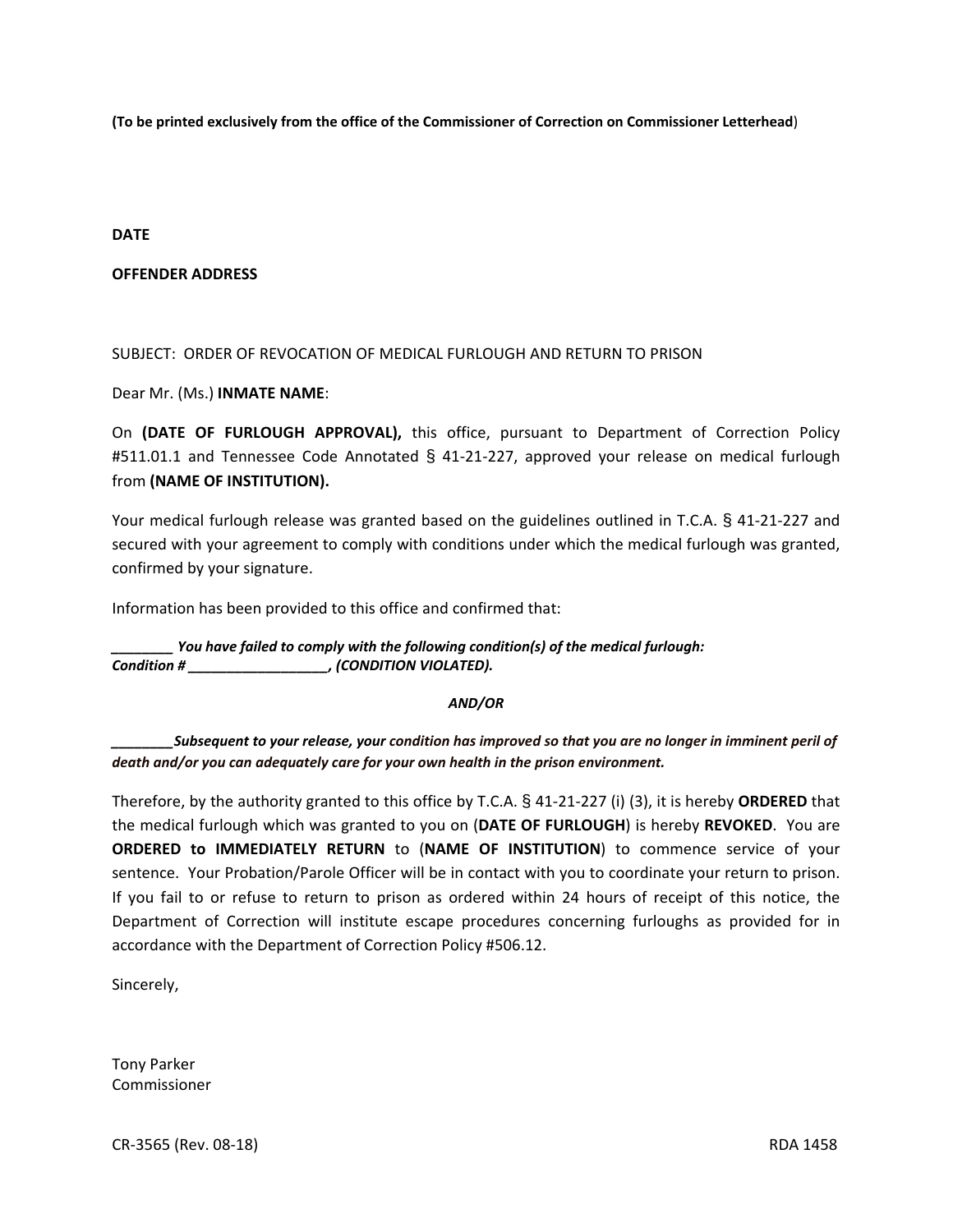**(To be printed exclusively from the office of the Commissioner of Correction on Commissioner Letterhead**)

**DATE**

**OFFENDER ADDRESS**

SUBJECT: ORDER OF REVOCATION OF MEDICAL FURLOUGH AND RETURN TO PRISON

Dear Mr. (Ms.) **INMATE NAME**:

On **(DATE OF FURLOUGH APPROVAL),** this office, pursuant to Department of Correction Policy #511.01.1 and Tennessee Code Annotated § 41-21-227, approved your release on medical furlough from **(NAME OF INSTITUTION).**

Your medical furlough release was granted based on the guidelines outlined in T.C.A. § 41-21-227 and secured with your agreement to comply with conditions under which the medical furlough was granted, confirmed by your signature.

Information has been provided to this office and confirmed that:

***________ You have failed to comply with the following condition(s) of the medical furlough: Condition # __________________, (CONDITION VIOLATED).***

***AND/OR***

***________Subsequent to your release, your condition has improved so that you are no longer in imminent peril of death and/or you can adequately care for your own health in the prison environment.***

Therefore, by the authority granted to this office by T.C.A. § 41-21-227 (i) (3), it is hereby **ORDERED** that the medical furlough which was granted to you on (**DATE OF FURLOUGH**) is hereby **REVOKED**. You are **ORDERED to IMMEDIATELY RETURN** to (**NAME OF INSTITUTION**) to commence service of your sentence. Your Probation/Parole Officer will be in contact with you to coordinate your return to prison. If you fail to or refuse to return to prison as ordered within 24 hours of receipt of this notice, the Department of Correction will institute escape procedures concerning furloughs as provided for in accordance with the Department of Correction Policy #506.12.

Sincerely,

Tony Parker
Commissioner

CR-3565 (Rev. 08-18) RDA 1458